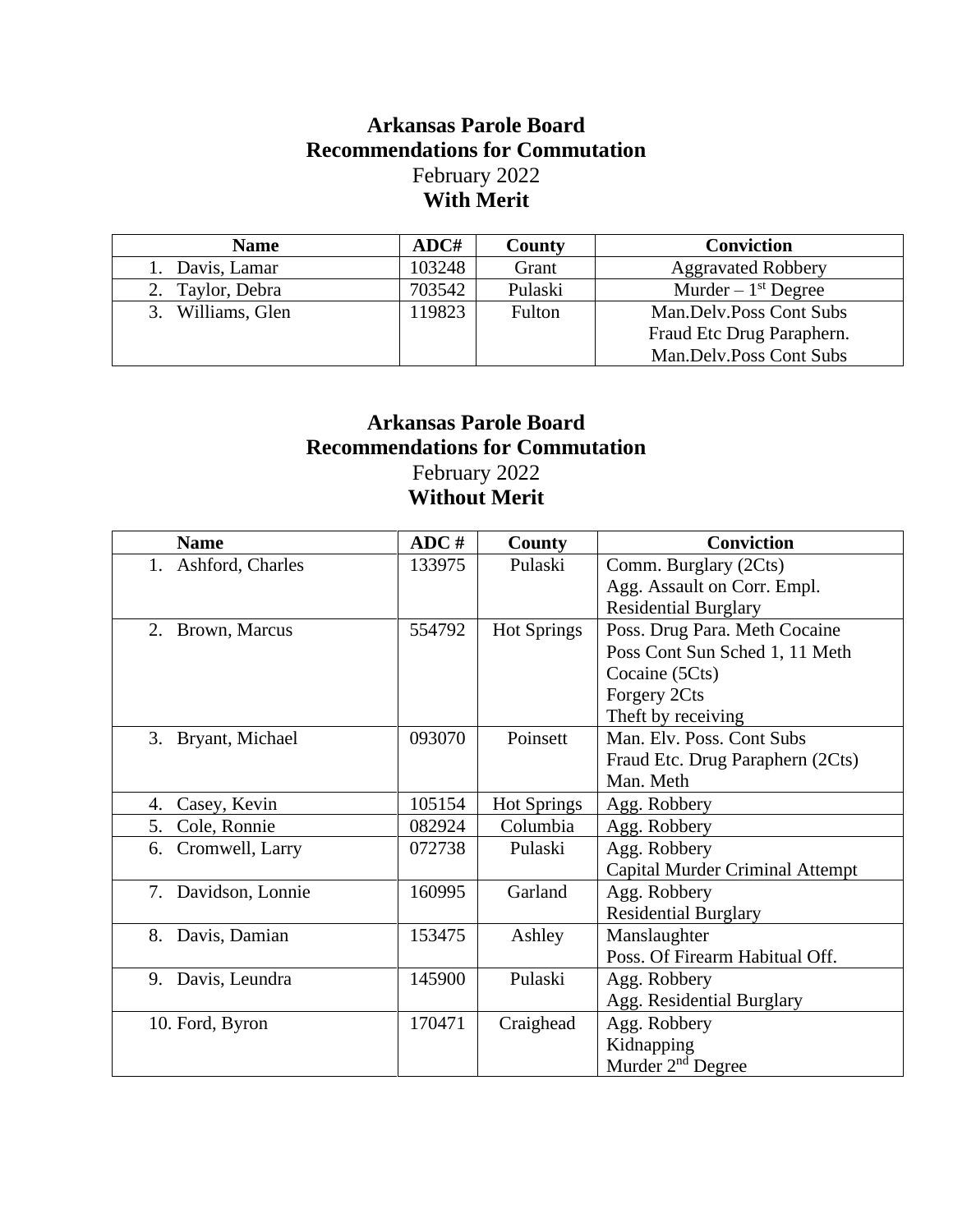# Arkansas Parole Board
## Recommendations for Commutation
February 2022
**With Merit**

| Name | ADC# | County | Conviction |
|---|---|---|---|
| 1. Davis, Lamar | 103248 | Grant | Aggravated Robbery |
| 2. Taylor, Debra | 703542 | Pulaski | Murder – 1st Degree |
| 3. Williams, Glen | 119823 | Fulton | Man.Delv.Poss Cont Subs<br>Fraud Etc Drug Paraphern.<br>Man.Delv.Poss Cont Subs |

# Arkansas Parole Board
## Recommendations for Commutation
February 2022
**Without Merit**

| Name | ADC # | County | Conviction |
|---|---|---|---|
| 1. Ashford, Charles | 133975 | Pulaski | Comm. Burglary (2Cts)<br>Agg. Assault on Corr. Empl.<br>Residential Burglary |
| 2. Brown, Marcus | 554792 | Hot Springs | Poss. Drug Para. Meth Cocaine<br>Poss Cont Sun Sched 1, 11 Meth<br>Cocaine (5Cts)<br>Forgery 2Cts<br>Theft by receiving |
| 3. Bryant, Michael | 093070 | Poinsett | Man. Elv. Poss. Cont Subs<br>Fraud Etc. Drug Paraphern (2Cts)<br>Man. Meth |
| 4. Casey, Kevin | 105154 | Hot Springs | Agg. Robbery |
| 5. Cole, Ronnie | 082924 | Columbia | Agg. Robbery |
| 6. Cromwell, Larry | 072738 | Pulaski | Agg. Robbery<br>Capital Murder Criminal Attempt |
| 7. Davidson, Lonnie | 160995 | Garland | Agg. Robbery<br>Residential Burglary |
| 8. Davis, Damian | 153475 | Ashley | Manslaughter<br>Poss. Of Firearm Habitual Off. |
| 9. Davis, Leundra | 145900 | Pulaski | Agg. Robbery<br>Agg. Residential Burglary |
| 10. Ford, Byron | 170471 | Craighead | Agg. Robbery<br>Kidnapping<br>Murder 2nd Degree |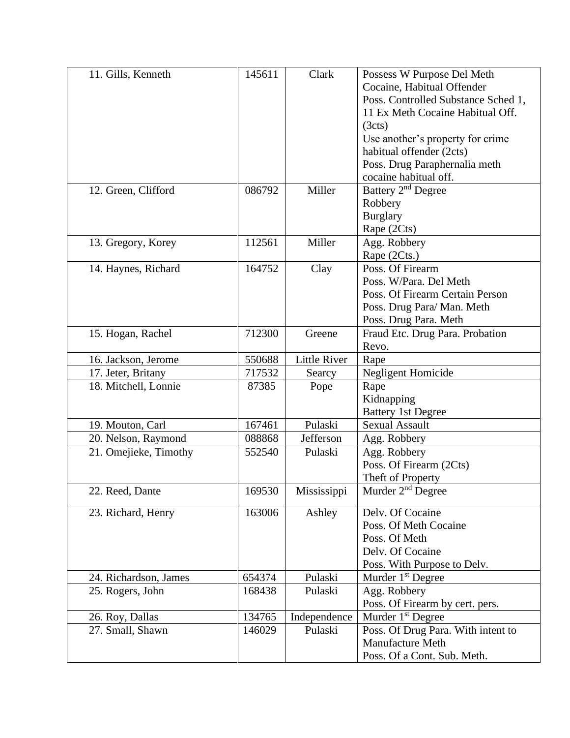| | | | |
|---|---|---|---|
| 11. Gills, Kenneth | 145611 | Clark | Possess W Purpose Del Meth Cocaine, Habitual Offender<br>Poss. Controlled Substance Sched 1, 11 Ex Meth Cocaine Habitual Off. (3cts)<br>Use another's property for crime habitual offender (2cts)<br>Poss. Drug Paraphernalia meth cocaine habitual off. |
| 12. Green, Clifford | 086792 | Miller | Battery 2nd Degree<br>Robbery<br>Burglary<br>Rape (2Cts) |
| 13. Gregory, Korey | 112561 | Miller | Agg. Robbery<br>Rape (2Cts.) |
| 14. Haynes, Richard | 164752 | Clay | Poss. Of Firearm<br>Poss. W/Para. Del Meth<br>Poss. Of Firearm Certain Person<br>Poss. Drug Para/ Man. Meth<br>Poss. Drug Para. Meth |
| 15. Hogan, Rachel | 712300 | Greene | Fraud Etc. Drug Para. Probation Revo. |
| 16. Jackson, Jerome | 550688 | Little River | Rape |
| 17. Jeter, Britany | 717532 | Searcy | Negligent Homicide |
| 18. Mitchell, Lonnie | 87385 | Pope | Rape<br>Kidnapping<br>Battery 1st Degree |
| 19. Mouton, Carl | 167461 | Pulaski | Sexual Assault |
| 20. Nelson, Raymond | 088868 | Jefferson | Agg. Robbery |
| 21. Omejieke, Timothy | 552540 | Pulaski | Agg. Robbery<br>Poss. Of Firearm (2Cts)<br>Theft of Property |
| 22. Reed, Dante | 169530 | Mississippi | Murder 2nd Degree |
| 23. Richard, Henry | 163006 | Ashley | Delv. Of Cocaine<br>Poss. Of Meth Cocaine<br>Poss. Of Meth<br>Delv. Of Cocaine<br>Poss. With Purpose to Delv. |
| 24. Richardson, James | 654374 | Pulaski | Murder 1st Degree |
| 25. Rogers, John | 168438 | Pulaski | Agg. Robbery<br>Poss. Of Firearm by cert. pers. |
| 26. Roy, Dallas | 134765 | Independence | Murder 1st Degree |
| 27. Small, Shawn | 146029 | Pulaski | Poss. Of Drug Para. With intent to Manufacture Meth<br>Poss. Of a Cont. Sub. Meth. |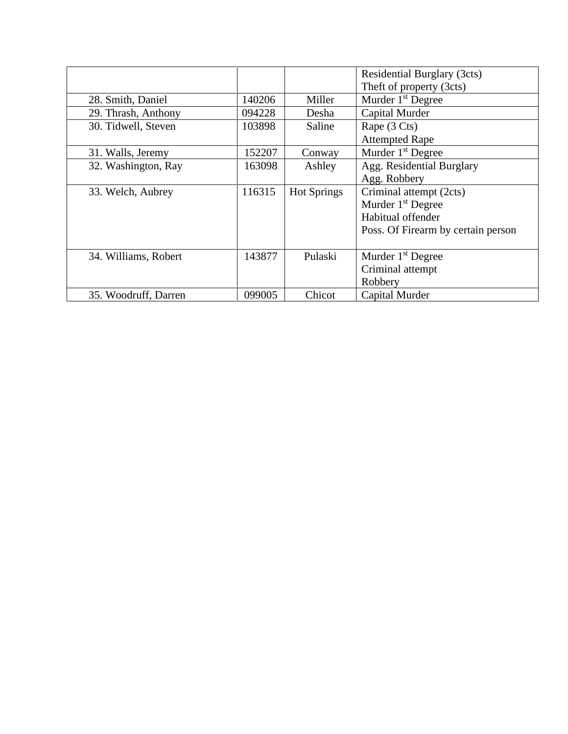| | | | |
|---|---|---|---|
| | | | Residential Burglary (3cts)<br>Theft of property (3cts) |
| 28. Smith, Daniel | 140206 | Miller | Murder 1st Degree |
| 29. Thrash, Anthony | 094228 | Desha | Capital Murder |
| 30. Tidwell, Steven | 103898 | Saline | Rape (3 Cts)<br>Attempted Rape |
| 31. Walls, Jeremy | 152207 | Conway | Murder 1st Degree |
| 32. Washington, Ray | 163098 | Ashley | Agg. Residential Burglary<br>Agg. Robbery |
| 33. Welch, Aubrey | 116315 | Hot Springs | Criminal attempt (2cts)<br>Murder 1st Degree<br>Habitual offender<br>Poss. Of Firearm by certain person |
| 34. Williams, Robert | 143877 | Pulaski | Murder 1st Degree<br>Criminal attempt<br>Robbery |
| 35. Woodruff, Darren | 099005 | Chicot | Capital Murder |